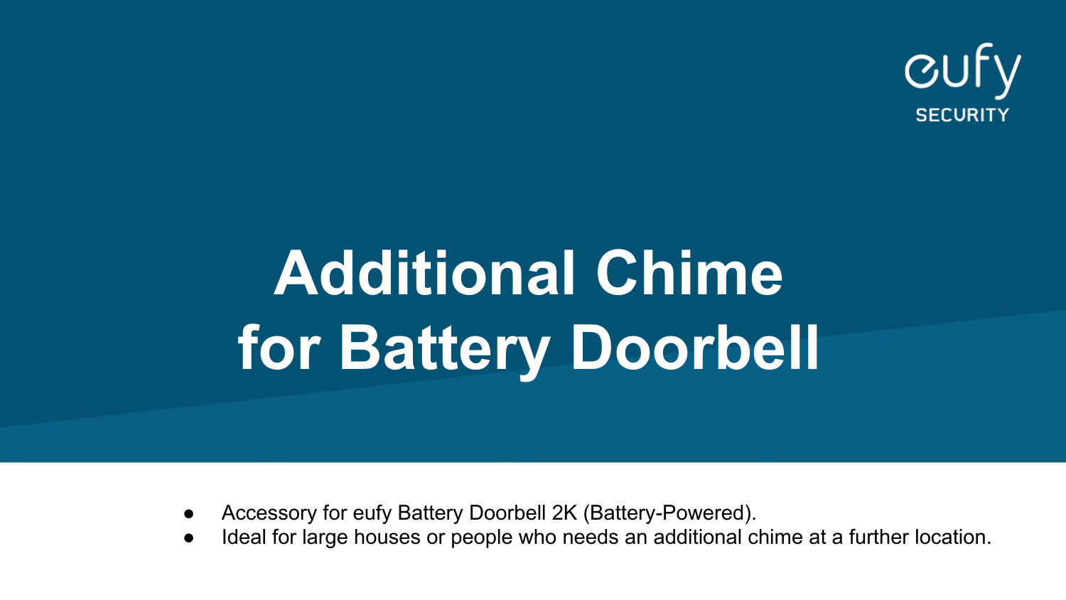eufy SECURITY

# Additional Chime for Battery Doorbell

- Accessory for eufy Battery Doorbell 2K (Battery-Powered).
- Ideal for large houses or people who needs an additional chime at a further location.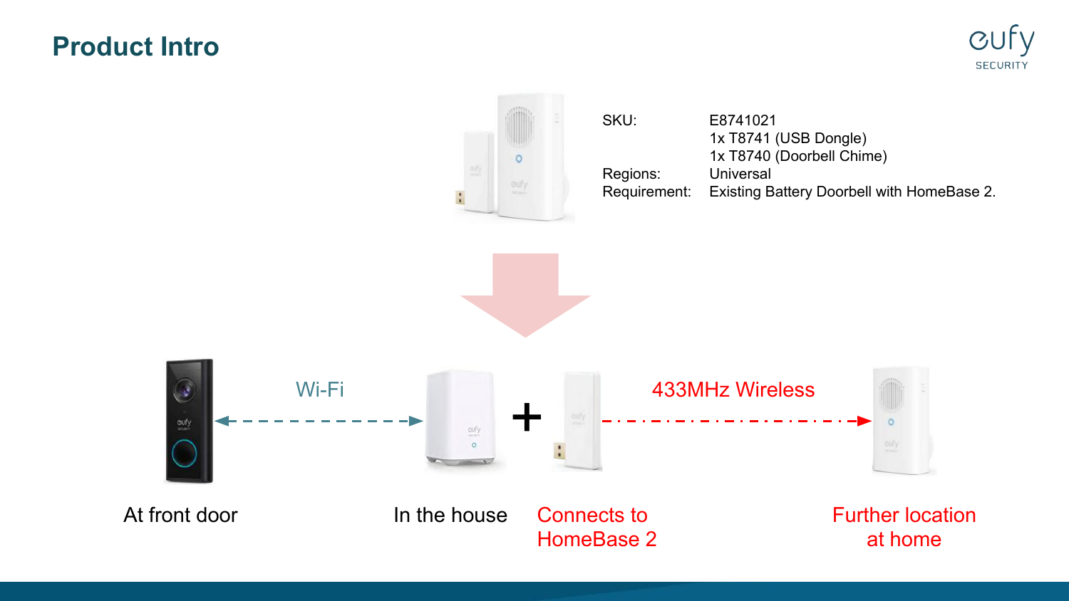# Product Intro

| | |
|---|---|
| SKU: | E8741021 |
| | 1x T8741 (USB Dongle) |
| | 1x T8740 (Doorbell Chime) |
| Regions: | Universal |
| Requirement: | Existing Battery Doorbell with HomeBase 2. |

Wi-Fi

433MHz Wireless

At front door

In the house

Connects to HomeBase 2

Further location at home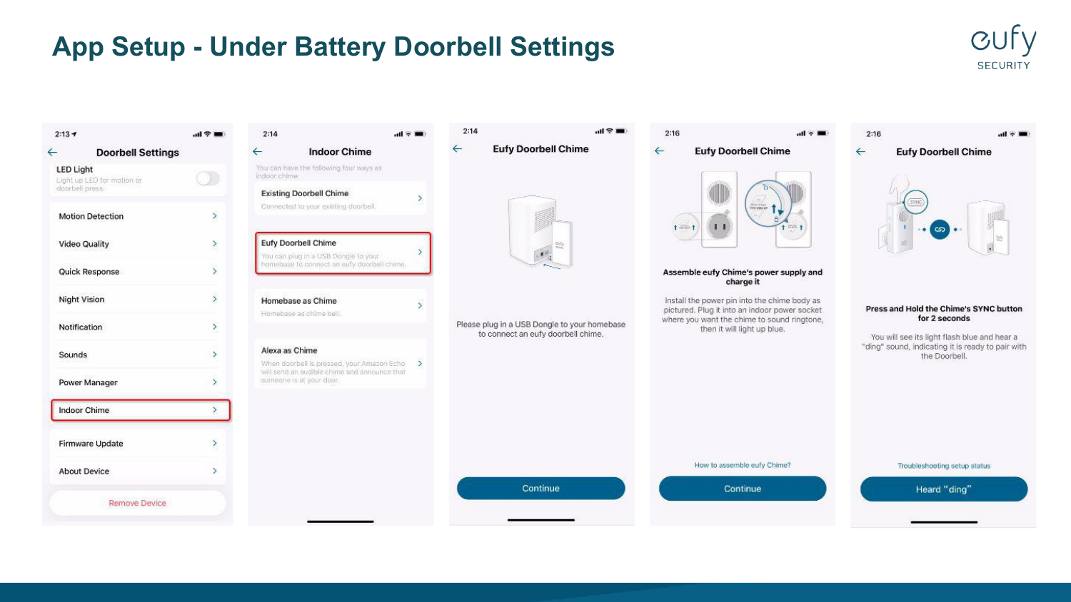# App Setup - Under Battery Doorbell Settings

## Doorbell Settings

- **LED Light** — Light up LED for motion or doorbell press.
- Motion Detection
- Video Quality
- Quick Response
- Night Vision
- Notification
- Sounds
- Power Manager
- Indoor Chime
- Firmware Update
- About Device
- Remove Device

## Indoor Chime

You can have the following four ways as indoor chime:

- **Existing Doorbell Chime** — Connected to your existing doorbell.
- **Eufy Doorbell Chime** — You can plug in a USB Dongle to your homebase to connect an eufy doorbell chime.
- **Homebase as Chime** — Homebase as chime bell.
- **Alexa as Chime** — When doorbell is pressed, your Amazon Echo will send an audible chime and announce that someone is at your door.

## Eufy Doorbell Chime

Please plug in a USB Dongle to your homebase to connect an eufy doorbell chime.

Continue

## Eufy Doorbell Chime

**Assemble eufy Chime's power supply and charge it**

Install the power pin into the chime body as pictured. Plug it into an indoor power socket where you want the chime to sound ringtone, then it will light up blue.

How to assemble eufy Chime?

Continue

## Eufy Doorbell Chime

**Press and Hold the Chime's SYNC button for 2 seconds**

You will see its light flash blue and hear a "ding" sound, indicating it is ready to pair with the Doorbell.

Troubleshooting setup status

Heard "ding"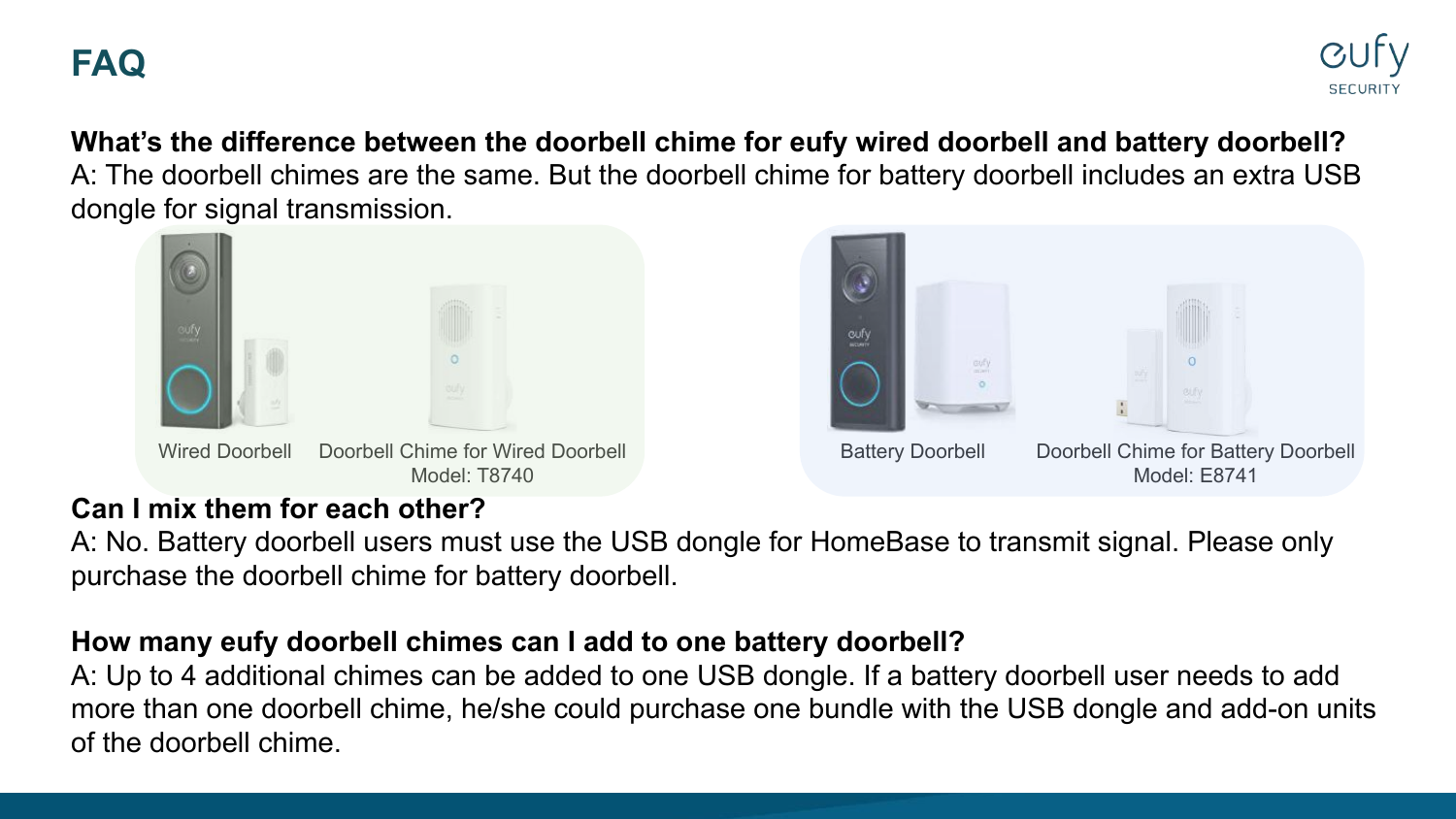# FAQ

**What's the difference between the doorbell chime for eufy wired doorbell and battery doorbell?**
A: The doorbell chimes are the same. But the doorbell chime for battery doorbell includes an extra USB dongle for signal transmission.

Wired Doorbell

Doorbell Chime for Wired Doorbell
Model: T8740

Battery Doorbell

Doorbell Chime for Battery Doorbell
Model: E8741

**Can I mix them for each other?**
A: No. Battery doorbell users must use the USB dongle for HomeBase to transmit signal. Please only purchase the doorbell chime for battery doorbell.

**How many eufy doorbell chimes can I add to one battery doorbell?**
A: Up to 4 additional chimes can be added to one USB dongle. If a battery doorbell user needs to add more than one doorbell chime, he/she could purchase one bundle with the USB dongle and add-on units of the doorbell chime.